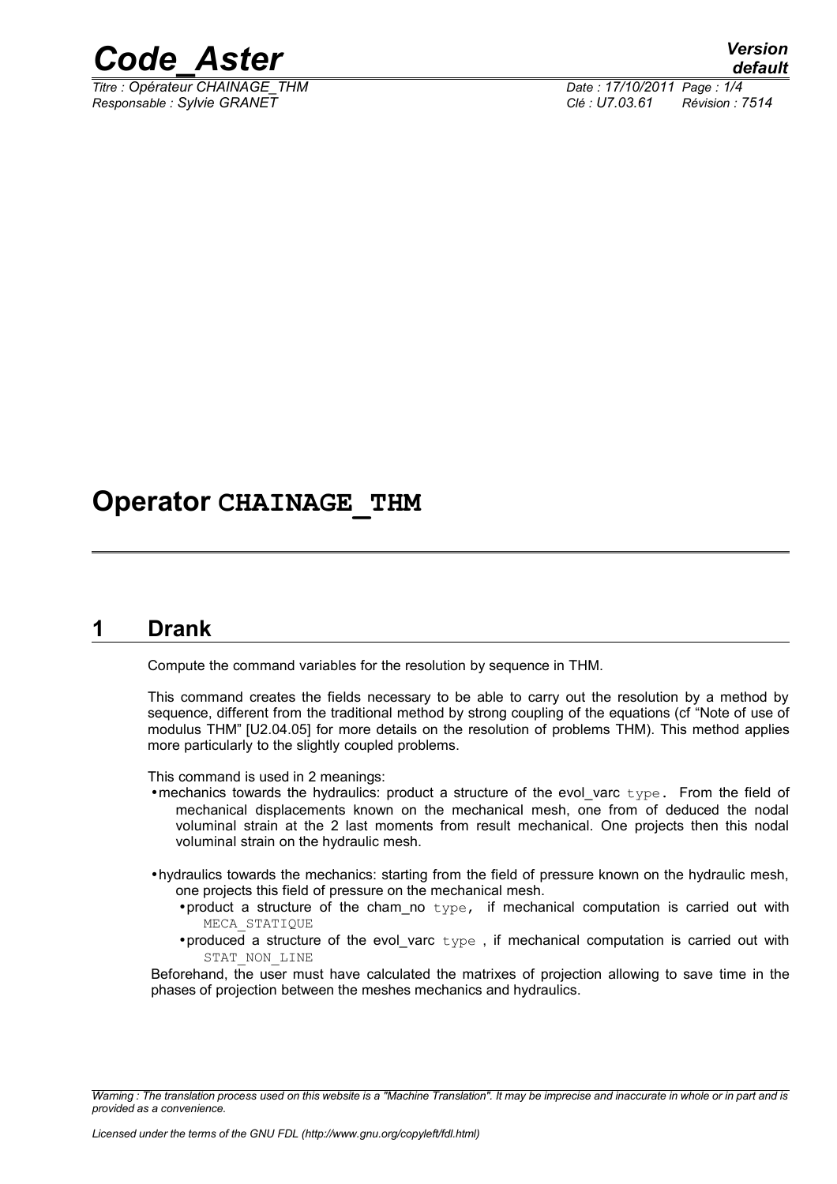# Operator CHAINAGE_THM

## 1 Drank

Compute the command variables for the resolution by sequence in THM.

This command creates the fields necessary to be able to carry out the resolution by a method by sequence, different from the traditional method by strong coupling of the equations (cf "Note of use of modulus THM" [U2.04.05] for more details on the resolution of problems THM). This method applies more particularly to the slightly coupled problems.

This command is used in 2 meanings:

- mechanics towards the hydraulics: product a structure of the evol_varc type. From the field of mechanical displacements known on the mechanical mesh, one from of deduced the nodal voluminal strain at the 2 last moments from result mechanical. One projects then this nodal voluminal strain on the hydraulic mesh.
- hydraulics towards the mechanics: starting from the field of pressure known on the hydraulic mesh, one projects this field of pressure on the mechanical mesh.
  - product a structure of the cham_no type, if mechanical computation is carried out with MECA_STATIQUE
  - produced a structure of the evol_varc type , if mechanical computation is carried out with STAT_NON_LINE

Beforehand, the user must have calculated the matrixes of projection allowing to save time in the phases of projection between the meshes mechanics and hydraulics.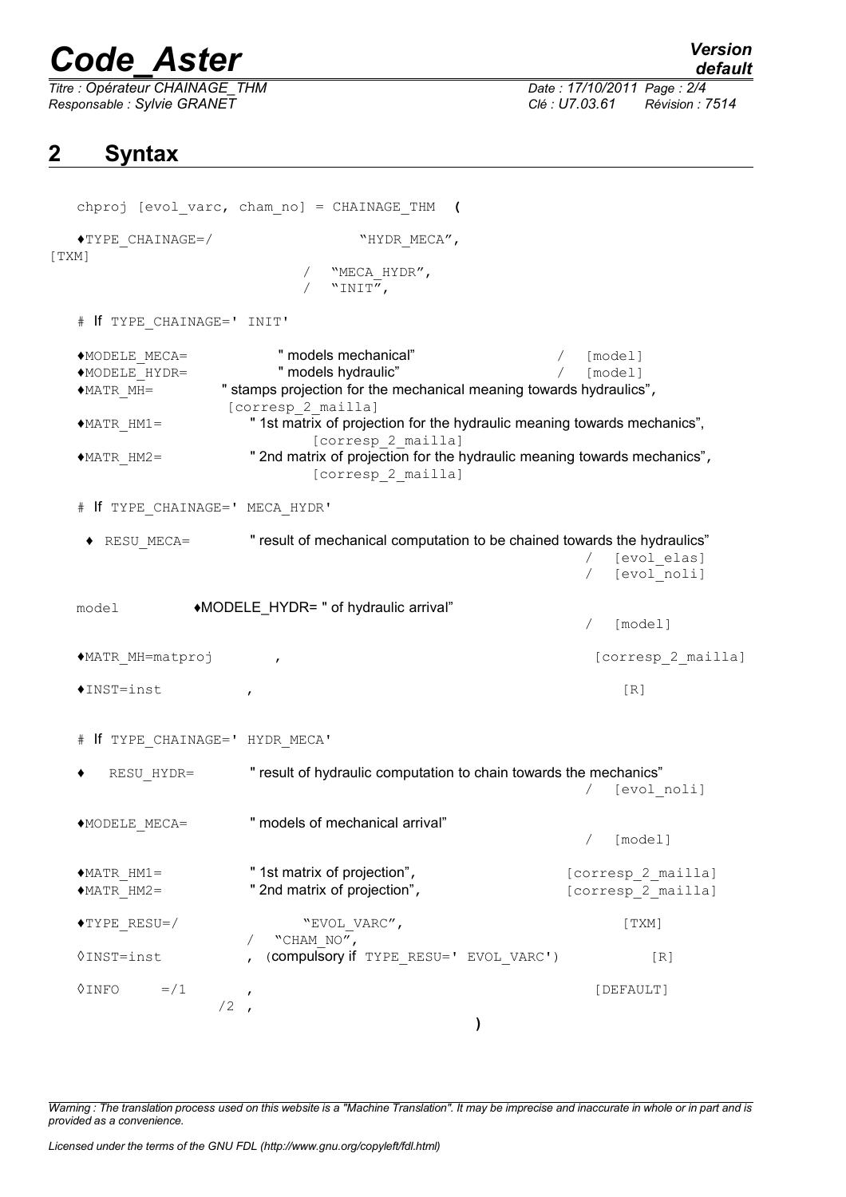## 2 Syntax

```
chproj [evol_varc, cham_no] = CHAINAGE_THM (

♦TYPE_CHAINAGE=/                "HYDR_MECA",
[TXM]
                          /  "MECA_HYDR",
                          /  "INIT",

# If TYPE_CHAINAGE=' INIT'

♦MODELE_MECA=          " models mechanical"                    /  [model]
♦MODELE_HYDR=          " models hydraulic"                     /  [model]
♦MATR_MH=          " stamps projection for the mechanical meaning towards hydraulics",
                    [corresp_2_mailla]
♦MATR_HM1=          " 1st matrix of projection for the hydraulic meaning towards mechanics",
                          [corresp_2_mailla]
♦MATR_HM2=          " 2nd matrix of projection for the hydraulic meaning towards mechanics",
                          [corresp_2_mailla]

# If TYPE_CHAINAGE=' MECA_HYDR'

 ♦ RESU_MECA=       " result of mechanical computation to be chained towards the hydraulics"
                                                                /  [evol_elas]
                                                                /  [evol_noli]

model          ♦MODELE_HYDR= " of hydraulic arrival"
                                                                /  [model]

♦MATR_MH=matproj        ,                                          [corresp_2_mailla]

♦INST=inst          ,                                                 [R]


# If TYPE_CHAINAGE=' HYDR_MECA'

♦    RESU_HYDR=       " result of hydraulic computation to chain towards the mechanics"
                                                                /  [evol_noli]

♦MODELE_MECA=       " models of mechanical arrival"
                                                                /  [model]

♦MATR_HM1=          " 1st matrix of projection",               [corresp_2_mailla]
♦MATR_HM2=          " 2nd matrix of projection",               [corresp_2_mailla]

♦TYPE_RESU=/             "EVOL_VARC",                              [TXM]
                  /  "CHAM_NO",
◊INST=inst          , (compulsory if TYPE_RESU=' EVOL_VARC')         [R]

◊INFO     =/1        ,                                          [DEFAULT]
             /2  ,
                                              )
```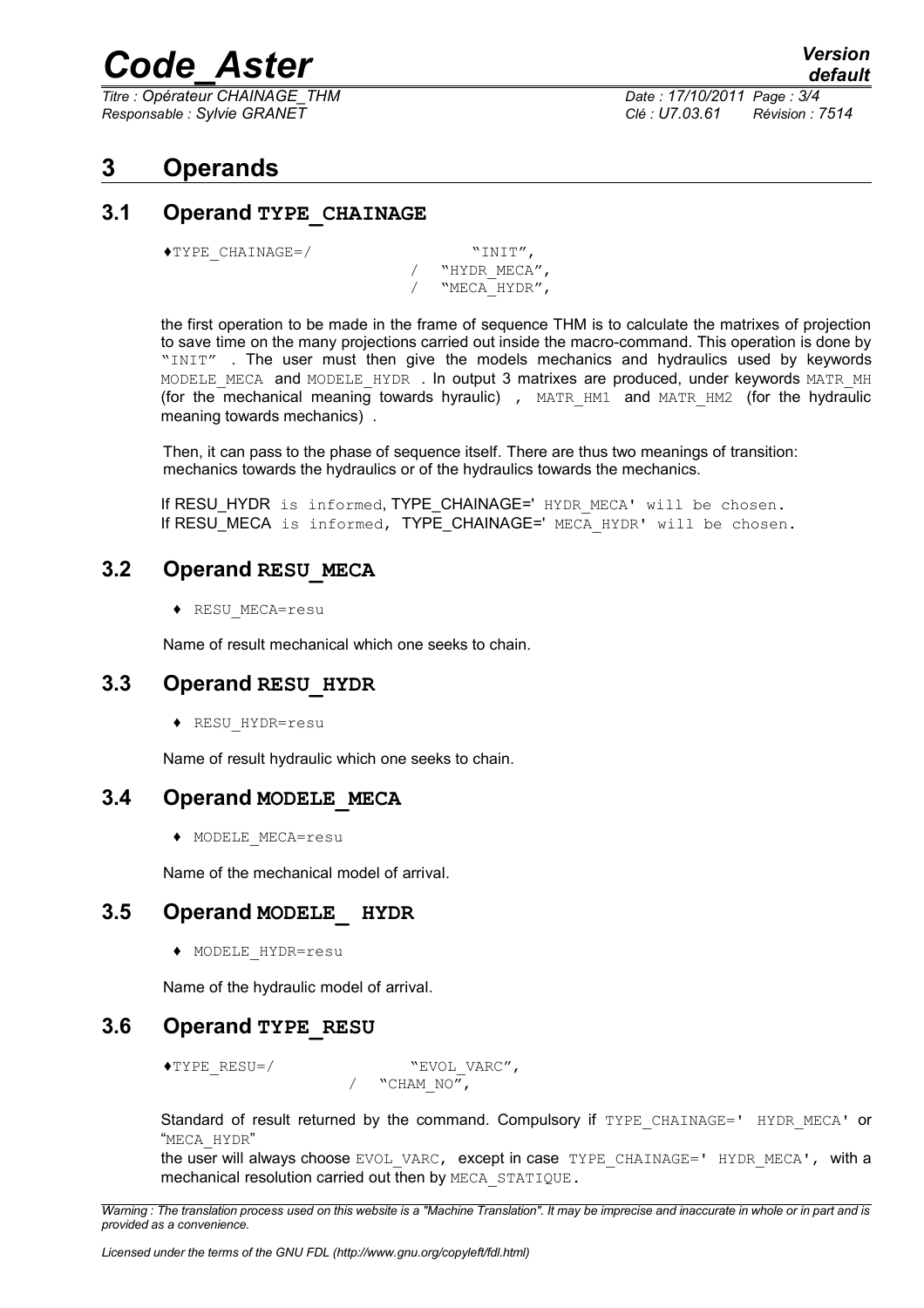# 3 Operands

## 3.1 Operand TYPE_CHAINAGE

```
♦TYPE_CHAINAGE=/          "INIT",
                        / "HYDR_MECA",
                        / "MECA_HYDR",
```

the first operation to be made in the frame of sequence THM is to calculate the matrixes of projection to save time on the many projections carried out inside the macro-command. This operation is done by "INIT" . The user must then give the models mechanics and hydraulics used by keywords MODELE_MECA and MODELE_HYDR . In output 3 matrixes are produced, under keywords MATR_MH (for the mechanical meaning towards hyraulic) , MATR_HM1 and MATR_HM2 (for the hydraulic meaning towards mechanics) .

Then, it can pass to the phase of sequence itself. There are thus two meanings of transition: mechanics towards the hydraulics or of the hydraulics towards the mechanics.

If RESU_HYDR is informed, TYPE_CHAINAGE=' HYDR_MECA' will be chosen.
If RESU_MECA is informed, TYPE_CHAINAGE=' MECA_HYDR' will be chosen.

## 3.2 Operand RESU_MECA

♦ RESU_MECA=resu

Name of result mechanical which one seeks to chain.

## 3.3 Operand RESU_HYDR

♦ RESU_HYDR=resu

Name of result hydraulic which one seeks to chain.

## 3.4 Operand MODELE_MECA

♦ MODELE_MECA=resu

Name of the mechanical model of arrival.

## 3.5 Operand MODELE_ HYDR

♦ MODELE_HYDR=resu

Name of the hydraulic model of arrival.

## 3.6 Operand TYPE_RESU

```
♦TYPE_RESU=/          "EVOL_VARC",
                    / "CHAM_NO",
```

Standard of result returned by the command. Compulsory if TYPE_CHAINAGE=' HYDR_MECA' or "MECA_HYDR"

the user will always choose EVOL_VARC, except in case TYPE_CHAINAGE=' HYDR_MECA', with a mechanical resolution carried out then by MECA_STATIQUE.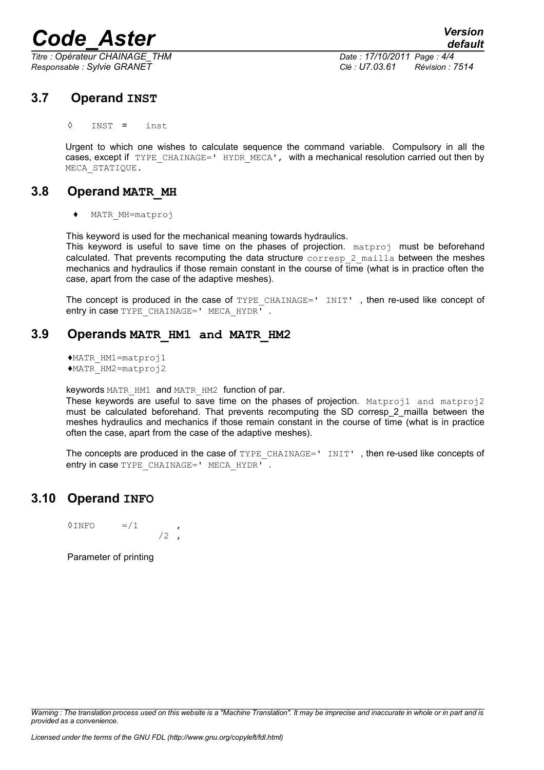## 3.7 Operand INST

```
◊   INST  =   inst
```

Urgent to which one wishes to calculate sequence the command variable. Compulsory in all the cases, except if TYPE_CHAINAGE=' HYDR_MECA', with a mechanical resolution carried out then by MECA_STATIQUE.

## 3.8 Operand MATR_MH

```
♦   MATR_MH=matproj
```

This keyword is used for the mechanical meaning towards hydraulics.
This keyword is useful to save time on the phases of projection. matproj must be beforehand calculated. That prevents recomputing the data structure corresp_2_mailla between the meshes mechanics and hydraulics if those remain constant in the course of time (what is in practice often the case, apart from the case of the adaptive meshes).

The concept is produced in the case of TYPE_CHAINAGE=' INIT' , then re-used like concept of entry in case TYPE_CHAINAGE=' MECA_HYDR' .

## 3.9 Operands MATR_HM1 and MATR_HM2

```
♦MATR_HM1=matproj1
♦MATR_HM2=matproj2
```

keywords MATR_HM1 and MATR_HM2 function of par.
These keywords are useful to save time on the phases of projection. Matproj1 and matproj2 must be calculated beforehand. That prevents recomputing the SD corresp_2_mailla between the meshes hydraulics and mechanics if those remain constant in the course of time (what is in practice often the case, apart from the case of the adaptive meshes).

The concepts are produced in the case of TYPE_CHAINAGE=' INIT' , then re-used like concepts of entry in case TYPE_CHAINAGE=' MECA_HYDR' .

## 3.10 Operand INFO

```
◊INFO     =/1       ,
           /2  ,
```

Parameter of printing